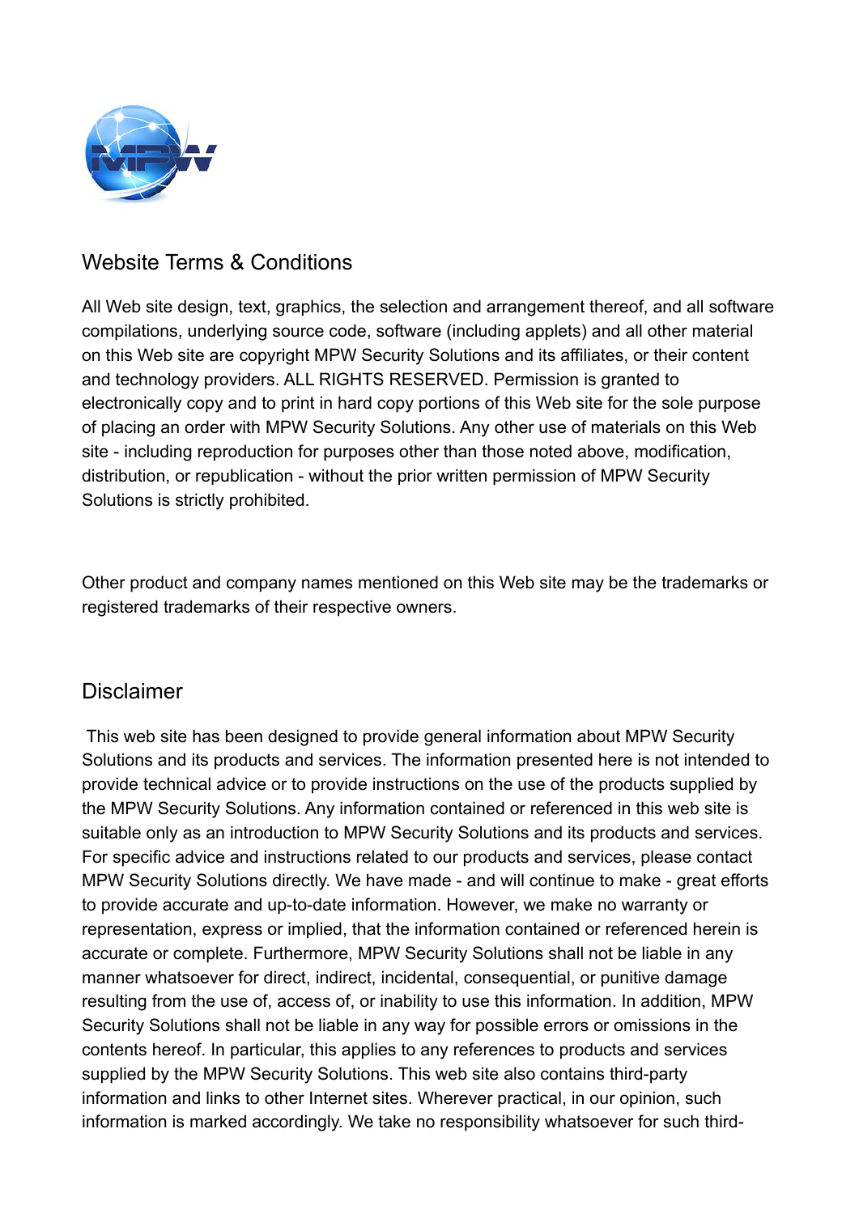## Website Terms & Conditions

All Web site design, text, graphics, the selection and arrangement thereof, and all software compilations, underlying source code, software (including applets) and all other material on this Web site are copyright MPW Security Solutions and its affiliates, or their content and technology providers. ALL RIGHTS RESERVED. Permission is granted to electronically copy and to print in hard copy portions of this Web site for the sole purpose of placing an order with MPW Security Solutions. Any other use of materials on this Web site - including reproduction for purposes other than those noted above, modification, distribution, or republication - without the prior written permission of MPW Security Solutions is strictly prohibited.

Other product and company names mentioned on this Web site may be the trademarks or registered trademarks of their respective owners.

## Disclaimer

This web site has been designed to provide general information about MPW Security Solutions and its products and services. The information presented here is not intended to provide technical advice or to provide instructions on the use of the products supplied by the MPW Security Solutions. Any information contained or referenced in this web site is suitable only as an introduction to MPW Security Solutions and its products and services. For specific advice and instructions related to our products and services, please contact MPW Security Solutions directly. We have made - and will continue to make - great efforts to provide accurate and up-to-date information. However, we make no warranty or representation, express or implied, that the information contained or referenced herein is accurate or complete. Furthermore, MPW Security Solutions shall not be liable in any manner whatsoever for direct, indirect, incidental, consequential, or punitive damage resulting from the use of, access of, or inability to use this information. In addition, MPW Security Solutions shall not be liable in any way for possible errors or omissions in the contents hereof. In particular, this applies to any references to products and services supplied by the MPW Security Solutions. This web site also contains third-party information and links to other Internet sites. Wherever practical, in our opinion, such information is marked accordingly. We take no responsibility whatsoever for such third-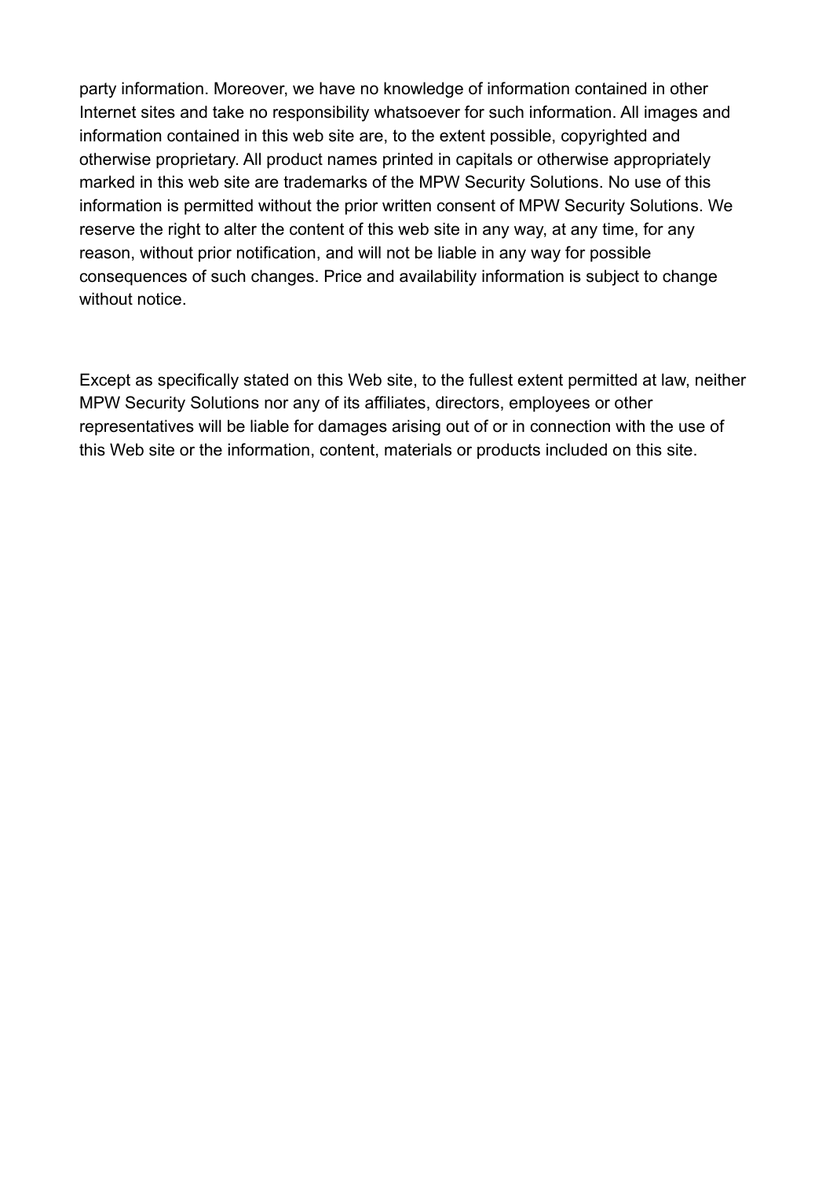party information. Moreover, we have no knowledge of information contained in other Internet sites and take no responsibility whatsoever for such information. All images and information contained in this web site are, to the extent possible, copyrighted and otherwise proprietary. All product names printed in capitals or otherwise appropriately marked in this web site are trademarks of the MPW Security Solutions. No use of this information is permitted without the prior written consent of MPW Security Solutions. We reserve the right to alter the content of this web site in any way, at any time, for any reason, without prior notification, and will not be liable in any way for possible consequences of such changes. Price and availability information is subject to change without notice.

Except as specifically stated on this Web site, to the fullest extent permitted at law, neither MPW Security Solutions nor any of its affiliates, directors, employees or other representatives will be liable for damages arising out of or in connection with the use of this Web site or the information, content, materials or products included on this site.